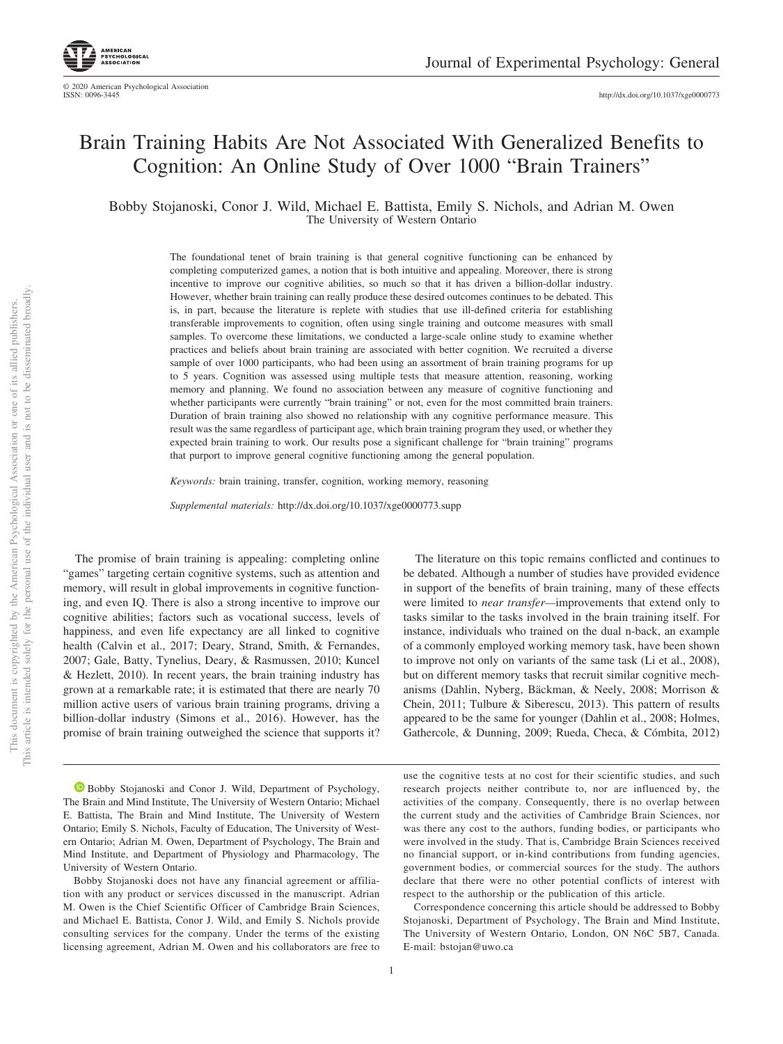# Brain Training Habits Are Not Associated With Generalized Benefits to Cognition: An Online Study of Over 1000 "Brain Trainers"

Bobby Stojanoski, Conor J. Wild, Michael E. Battista, Emily S. Nichols, and Adrian M. Owen
The University of Western Ontario

The foundational tenet of brain training is that general cognitive functioning can be enhanced by completing computerized games, a notion that is both intuitive and appealing. Moreover, there is strong incentive to improve our cognitive abilities, so much so that it has driven a billion-dollar industry. However, whether brain training can really produce these desired outcomes continues to be debated. This is, in part, because the literature is replete with studies that use ill-defined criteria for establishing transferable improvements to cognition, often using single training and outcome measures with small samples. To overcome these limitations, we conducted a large-scale online study to examine whether practices and beliefs about brain training are associated with better cognition. We recruited a diverse sample of over 1000 participants, who had been using an assortment of brain training programs for up to 5 years. Cognition was assessed using multiple tests that measure attention, reasoning, working memory and planning. We found no association between any measure of cognitive functioning and whether participants were currently "brain training" or not, even for the most committed brain trainers. Duration of brain training also showed no relationship with any cognitive performance measure. This result was the same regardless of participant age, which brain training program they used, or whether they expected brain training to work. Our results pose a significant challenge for "brain training" programs that purport to improve general cognitive functioning among the general population.

*Keywords:* brain training, transfer, cognition, working memory, reasoning

*Supplemental materials:* http://dx.doi.org/10.1037/xge0000773.supp

The promise of brain training is appealing: completing online "games" targeting certain cognitive systems, such as attention and memory, will result in global improvements in cognitive functioning, and even IQ. There is also a strong incentive to improve our cognitive abilities; factors such as vocational success, levels of happiness, and even life expectancy are all linked to cognitive health (Calvin et al., 2017; Deary, Strand, Smith, & Fernandes, 2007; Gale, Batty, Tynelius, Deary, & Rasmussen, 2010; Kuncel & Hezlett, 2010). In recent years, the brain training industry has grown at a remarkable rate; it is estimated that there are nearly 70 million active users of various brain training programs, driving a billion-dollar industry (Simons et al., 2016). However, has the promise of brain training outweighed the science that supports it?

The literature on this topic remains conflicted and continues to be debated. Although a number of studies have provided evidence in support of the benefits of brain training, many of these effects were limited to *near transfer*—improvements that extend only to tasks similar to the tasks involved in the brain training itself. For instance, individuals who trained on the dual n-back, an example of a commonly employed working memory task, have been shown to improve not only on variants of the same task (Li et al., 2008), but on different memory tasks that recruit similar cognitive mechanisms (Dahlin, Nyberg, Bäckman, & Neely, 2008; Morrison & Chein, 2011; Tulbure & Siberescu, 2013). This pattern of results appeared to be the same for younger (Dahlin et al., 2008; Holmes, Gathercole, & Dunning, 2009; Rueda, Checa, & Cómbita, 2012)

---

Bobby Stojanoski and Conor J. Wild, Department of Psychology, The Brain and Mind Institute, The University of Western Ontario; Michael E. Battista, The Brain and Mind Institute, The University of Western Ontario; Emily S. Nichols, Faculty of Education, The University of Western Ontario; Adrian M. Owen, Department of Psychology, The Brain and Mind Institute, and Department of Physiology and Pharmacology, The University of Western Ontario.

Bobby Stojanoski does not have any financial agreement or affiliation with any product or services discussed in the manuscript. Adrian M. Owen is the Chief Scientific Officer of Cambridge Brain Sciences, and Michael E. Battista, Conor J. Wild, and Emily S. Nichols provide consulting services for the company. Under the terms of the existing licensing agreement, Adrian M. Owen and his collaborators are free to use the cognitive tests at no cost for their scientific studies, and such research projects neither contribute to, nor are influenced by, the activities of the company. Consequently, there is no overlap between the current study and the activities of Cambridge Brain Sciences, nor was there any cost to the authors, funding bodies, or participants who were involved in the study. That is, Cambridge Brain Sciences received no financial support, or in-kind contributions from funding agencies, government bodies, or commercial sources for the study. The authors declare that there were no other potential conflicts of interest with respect to the authorship or the publication of this article.

Correspondence concerning this article should be addressed to Bobby Stojanoski, Department of Psychology, The Brain and Mind Institute, The University of Western Ontario, London, ON N6C 5B7, Canada. E-mail: bstojan@uwo.ca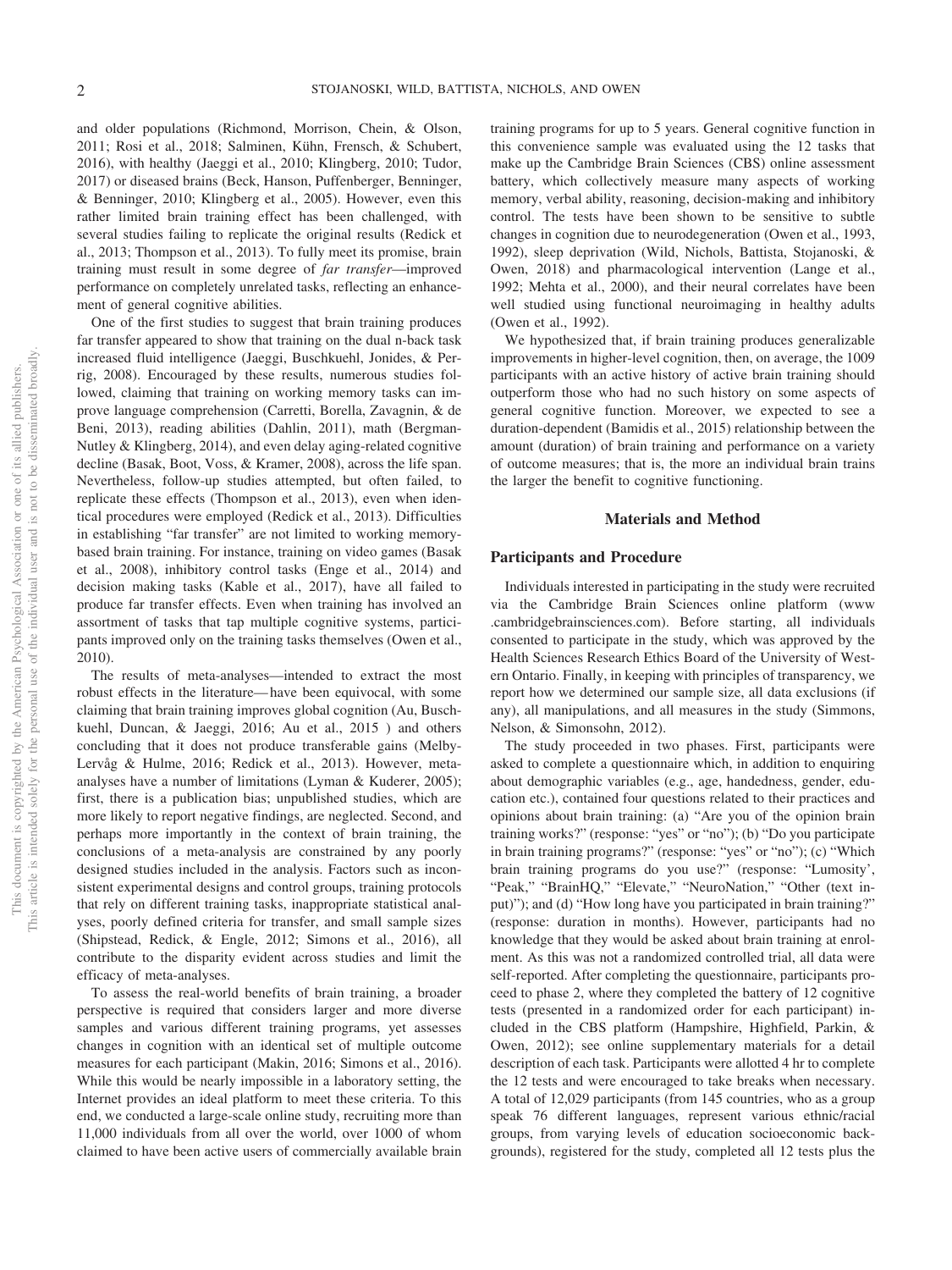and older populations (Richmond, Morrison, Chein, & Olson, 2011; Rosi et al., 2018; Salminen, Kühn, Frensch, & Schubert, 2016), with healthy (Jaeggi et al., 2010; Klingberg, 2010; Tudor, 2017) or diseased brains (Beck, Hanson, Puffenberger, Benninger, & Benninger, 2010; Klingberg et al., 2005). However, even this rather limited brain training effect has been challenged, with several studies failing to replicate the original results (Redick et al., 2013; Thompson et al., 2013). To fully meet its promise, brain training must result in some degree of *far transfer*—improved performance on completely unrelated tasks, reflecting an enhancement of general cognitive abilities.

One of the first studies to suggest that brain training produces far transfer appeared to show that training on the dual n-back task increased fluid intelligence (Jaeggi, Buschkuehl, Jonides, & Perrig, 2008). Encouraged by these results, numerous studies followed, claiming that training on working memory tasks can improve language comprehension (Carretti, Borella, Zavagnin, & de Beni, 2013), reading abilities (Dahlin, 2011), math (Bergman-Nutley & Klingberg, 2014), and even delay aging-related cognitive decline (Basak, Boot, Voss, & Kramer, 2008), across the life span. Nevertheless, follow-up studies attempted, but often failed, to replicate these effects (Thompson et al., 2013), even when identical procedures were employed (Redick et al., 2013). Difficulties in establishing "far transfer" are not limited to working memory-based brain training. For instance, training on video games (Basak et al., 2008), inhibitory control tasks (Enge et al., 2014) and decision making tasks (Kable et al., 2017), have all failed to produce far transfer effects. Even when training has involved an assortment of tasks that tap multiple cognitive systems, participants improved only on the training tasks themselves (Owen et al., 2010).

The results of meta-analyses—intended to extract the most robust effects in the literature—have been equivocal, with some claiming that brain training improves global cognition (Au, Buschkuehl, Duncan, & Jaeggi, 2016; Au et al., 2015 ) and others concluding that it does not produce transferable gains (Melby-Lervåg & Hulme, 2016; Redick et al., 2013). However, meta-analyses have a number of limitations (Lyman & Kuderer, 2005); first, there is a publication bias; unpublished studies, which are more likely to report negative findings, are neglected. Second, and perhaps more importantly in the context of brain training, the conclusions of a meta-analysis are constrained by any poorly designed studies included in the analysis. Factors such as inconsistent experimental designs and control groups, training protocols that rely on different training tasks, inappropriate statistical analyses, poorly defined criteria for transfer, and small sample sizes (Shipstead, Redick, & Engle, 2012; Simons et al., 2016), all contribute to the disparity evident across studies and limit the efficacy of meta-analyses.

To assess the real-world benefits of brain training, a broader perspective is required that considers larger and more diverse samples and various different training programs, yet assesses changes in cognition with an identical set of multiple outcome measures for each participant (Makin, 2016; Simons et al., 2016). While this would be nearly impossible in a laboratory setting, the Internet provides an ideal platform to meet these criteria. To this end, we conducted a large-scale online study, recruiting more than 11,000 individuals from all over the world, over 1000 of whom claimed to have been active users of commercially available brain training programs for up to 5 years. General cognitive function in this convenience sample was evaluated using the 12 tasks that make up the Cambridge Brain Sciences (CBS) online assessment battery, which collectively measure many aspects of working memory, verbal ability, reasoning, decision-making and inhibitory control. The tests have been shown to be sensitive to subtle changes in cognition due to neurodegeneration (Owen et al., 1993, 1992), sleep deprivation (Wild, Nichols, Battista, Stojanoski, & Owen, 2018) and pharmacological intervention (Lange et al., 1992; Mehta et al., 2000), and their neural correlates have been well studied using functional neuroimaging in healthy adults (Owen et al., 1992).

We hypothesized that, if brain training produces generalizable improvements in higher-level cognition, then, on average, the 1009 participants with an active history of active brain training should outperform those who had no such history on some aspects of general cognitive function. Moreover, we expected to see a duration-dependent (Bamidis et al., 2015) relationship between the amount (duration) of brain training and performance on a variety of outcome measures; that is, the more an individual brain trains the larger the benefit to cognitive functioning.

## Materials and Method

### Participants and Procedure

Individuals interested in participating in the study were recruited via the Cambridge Brain Sciences online platform (www.cambridgebrainsciences.com). Before starting, all individuals consented to participate in the study, which was approved by the Health Sciences Research Ethics Board of the University of Western Ontario. Finally, in keeping with principles of transparency, we report how we determined our sample size, all data exclusions (if any), all manipulations, and all measures in the study (Simmons, Nelson, & Simonsohn, 2012).

The study proceeded in two phases. First, participants were asked to complete a questionnaire which, in addition to enquiring about demographic variables (e.g., age, handedness, gender, education etc.), contained four questions related to their practices and opinions about brain training: (a) "Are you of the opinion brain training works?" (response: "yes" or "no"); (b) "Do you participate in brain training programs?" (response: "yes" or "no"); (c) "Which brain training programs do you use?" (response: "Lumosity', "Peak," "BrainHQ," "Elevate," "NeuroNation," "Other (text input)"); and (d) "How long have you participated in brain training?" (response: duration in months). However, participants had no knowledge that they would be asked about brain training at enrolment. As this was not a randomized controlled trial, all data were self-reported. After completing the questionnaire, participants proceed to phase 2, where they completed the battery of 12 cognitive tests (presented in a randomized order for each participant) included in the CBS platform (Hampshire, Highfield, Parkin, & Owen, 2012); see online supplementary materials for a detail description of each task. Participants were allotted 4 hr to complete the 12 tests and were encouraged to take breaks when necessary. A total of 12,029 participants (from 145 countries, who as a group speak 76 different languages, represent various ethnic/racial groups, from varying levels of education socioeconomic backgrounds), registered for the study, completed all 12 tests plus the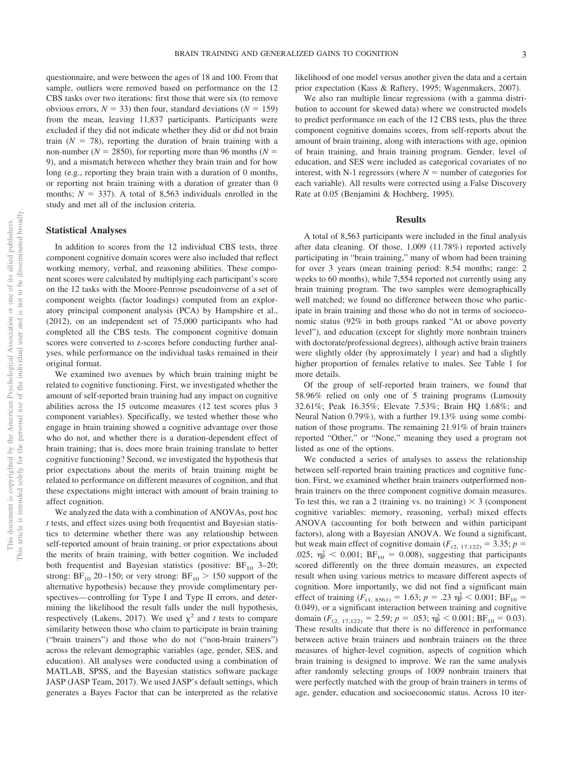questionnaire, and were between the ages of 18 and 100. From that sample, outliers were removed based on performance on the 12 CBS tasks over two iterations: first those that were six (to remove obvious errors, $N = 33$) then four, standard deviations ($N = 159$) from the mean, leaving 11,837 participants. Participants were excluded if they did not indicate whether they did or did not brain train ($N = 78$), reporting the duration of brain training with a non-number ($N = 2850$), for reporting more than 96 months ($N = 9$), and a mismatch between whether they brain train and for how long (e.g., reporting they brain train with a duration of 0 months, or reporting not brain training with a duration of greater than 0 months; $N = 337$). A total of 8,563 individuals enrolled in the study and met all of the inclusion criteria.

## Statistical Analyses

In addition to scores from the 12 individual CBS tests, three component cognitive domain scores were also included that reflect working memory, verbal, and reasoning abilities. These component scores were calculated by multiplying each participant's score on the 12 tasks with the Moore-Penrose pseudoinverse of a set of component weights (factor loadings) computed from an exploratory principal component analysis (PCA) by Hampshire et al., (2012), on an independent set of 75,000 participants who had completed all the CBS tests. The component cognitive domain scores were converted to z-scores before conducting further analyses, while performance on the individual tasks remained in their original format.

We examined two avenues by which brain training might be related to cognitive functioning. First, we investigated whether the amount of self-reported brain training had any impact on cognitive abilities across the 15 outcome measures (12 test scores plus 3 component variables). Specifically, we tested whether those who engage in brain training showed a cognitive advantage over those who do not, and whether there is a duration-dependent effect of brain training; that is, does more brain training translate to better cognitive functioning? Second, we investigated the hypothesis that prior expectations about the merits of brain training might be related to performance on different measures of cognition, and that these expectations might interact with amount of brain training to affect cognition.

We analyzed the data with a combination of ANOVAs, post hoc *t* tests, and effect sizes using both frequentist and Bayesian statistics to determine whether there was any relationship between self-reported amount of brain training, or prior expectations about the merits of brain training, with better cognition. We included both frequentist and Bayesian statistics (positive: $BF_{10}$ 3–20; strong: $BF_{10}$ 20–150; or very strong: $BF_{10} > 150$ support of the alternative hypothesis) because they provide complimentary perspectives—controlling for Type I and Type II errors, and determining the likelihood the result falls under the null hypothesis, respectively (Lakens, 2017). We used $\chi^2$ and *t* tests to compare similarity between those who claim to participate in brain training ("brain trainers") and those who do not ("non-brain trainers") across the relevant demographic variables (age, gender, SES, and education). All analyses were conducted using a combination of MATLAB, SPSS, and the Bayesian statistics software package JASP (JASP Team, 2017). We used JASP's default settings, which generates a Bayes Factor that can be interpreted as the relative likelihood of one model versus another given the data and a certain prior expectation (Kass & Raftery, 1995; Wagenmakers, 2007).

We also ran multiple linear regressions (with a gamma distribution to account for skewed data) where we constructed models to predict performance on each of the 12 CBS tests, plus the three component cognitive domains scores, from self-reports about the amount of brain training, along with interactions with age, opinion of brain training, and brain training program. Gender, level of education, and SES were included as categorical covariates of no interest, with N-1 regressors (where $N$ = number of categories for each variable). All results were corrected using a False Discovery Rate at 0.05 (Benjamini & Hochberg, 1995).

## Results

A total of 8,563 participants were included in the final analysis after data cleaning. Of those, 1,009 (11.78%) reported actively participating in "brain training," many of whom had been training for over 3 years (mean training period: 8.54 months; range: 2 weeks to 60 months), while 7,554 reported not currently using any brain training program. The two samples were demographically well matched; we found no difference between those who participate in brain training and those who do not in terms of socioeconomic status (92% in both groups ranked "At or above poverty level"), and education (except for slightly more nonbrain trainers with doctorate/professional degrees), although active brain trainers were slightly older (by approximately 1 year) and had a slightly higher proportion of females relative to males. See Table 1 for more details.

Of the group of self-reported brain trainers, we found that 58.96% relied on only one of 5 training programs (Lumosity 32.61%; Peak 16.35%; Elevate 7.53%; Brain HQ 1.68%; and Neural Nation 0.79%), with a further 19.13% using some combination of those programs. The remaining 21.91% of brain trainers reported "Other," or "None," meaning they used a program not listed as one of the options.

We conducted a series of analyses to assess the relationship between self-reported brain training practices and cognitive function. First, we examined whether brain trainers outperformed nonbrain trainers on the three component cognitive domain measures. To test this, we ran a 2 (training vs. no training) × 3 (component cognitive variables: memory, reasoning, verbal) mixed effects ANOVA (accounting for both between and within participant factors), along with a Bayesian ANOVA. We found a significant, but weak main effect of cognitive domain ($F_{(2,\ 17,122)} = 3.35$; $p = .025$; $\eta^2_P < 0.001$; $BF_{10} = 0.008$), suggesting that participants scored differently on the three domain measures, an expected result when using various metrics to measure different aspects of cognition. More importantly, we did not find a significant main effect of training ($F_{(1,\ 8561)} = 1.63$; $p = .23$ $\eta^2_P < 0.001$; $BF_{10} = 0.049$), or a significant interaction between training and cognitive domain ($F_{(2,\ 17,122)} = 2.59$; $p = .053$; $\eta^2_P < 0.001$; $BF_{10} = 0.03$). These results indicate that there is no difference in performance between active brain trainers and nonbrain trainers on the three measures of higher-level cognition, aspects of cognition which brain training is designed to improve. We ran the same analysis after randomly selecting groups of 1009 nonbrain trainers that were perfectly matched with the group of brain trainers in terms of age, gender, education and socioeconomic status. Across 10 iter-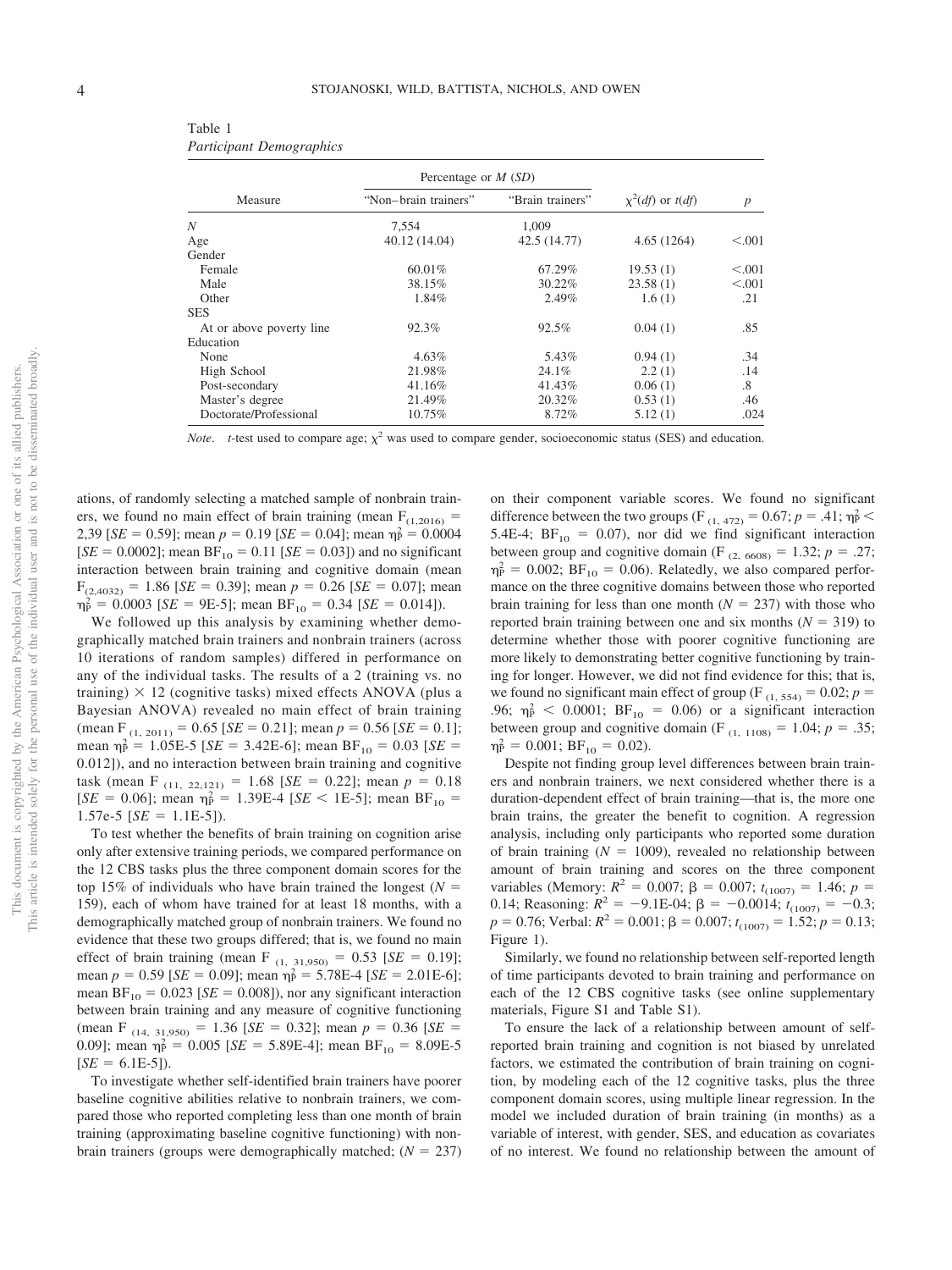Table 1
*Participant Demographics*

| Measure | Percentage or $M$ ($SD$) | | $\chi^2(df)$ or $t(df)$ | $p$ |
|---|---|---|---|---|
| | "Non–brain trainers" | "Brain trainers" | | |
| $N$ | 7,554 | 1,009 | | |
| Age | 40.12 (14.04) | 42.5 (14.77) | 4.65 (1264) | <.001 |
| Gender | | | | |
| Female | 60.01% | 67.29% | 19.53 (1) | <.001 |
| Male | 38.15% | 30.22% | 23.58 (1) | <.001 |
| Other | 1.84% | 2.49% | 1.6 (1) | .21 |
| SES | | | | |
| At or above poverty line | 92.3% | 92.5% | 0.04 (1) | .85 |
| Education | | | | |
| None | 4.63% | 5.43% | 0.94 (1) | .34 |
| High School | 21.98% | 24.1% | 2.2 (1) | .14 |
| Post-secondary | 41.16% | 41.43% | 0.06 (1) | .8 |
| Master's degree | 21.49% | 20.32% | 0.53 (1) | .46 |
| Doctorate/Professional | 10.75% | 8.72% | 5.12 (1) | .024 |

*Note*. *t*-test used to compare age; $\chi^2$ was used to compare gender, socioeconomic status (SES) and education.

ations, of randomly selecting a matched sample of nonbrain trainers, we found no main effect of brain training (mean $F_{(1,2016)}$ = 2,39 [$SE$ = 0.59]; mean $p$ = 0.19 [$SE$ = 0.04]; mean $\eta^2_P$ = 0.0004 [$SE$ = 0.0002]; mean $BF_{10}$ = 0.11 [$SE$ = 0.03]) and no significant interaction between brain training and cognitive domain (mean $F_{(2,4032)}$ = 1.86 [$SE$ = 0.39]; mean $p$ = 0.26 [$SE$ = 0.07]; mean $\eta^2_P$ = 0.0003 [$SE$ = 9E-5]; mean $BF_{10}$ = 0.34 [$SE$ = 0.014]).

We followed up this analysis by examining whether demographically matched brain trainers and nonbrain trainers (across 10 iterations of random samples) differed in performance on any of the individual tasks. The results of a 2 (training vs. no training) × 12 (cognitive tasks) mixed effects ANOVA (plus a Bayesian ANOVA) revealed no main effect of brain training (mean $F_{(1,\ 2011)}$ = 0.65 [$SE$ = 0.21]; mean $p$ = 0.56 [$SE$ = 0.1]; mean $\eta^2_P$ = 1.05E-5 [$SE$ = 3.42E-6]; mean $BF_{10}$ = 0.03 [$SE$ = 0.012]), and no interaction between brain training and cognitive task (mean $F_{(11,\ 22,121)}$ = 1.68 [$SE$ = 0.22]; mean $p$ = 0.18 [$SE$ = 0.06]; mean $\eta^2_P$ = 1.39E-4 [$SE$ < 1E-5]; mean $BF_{10}$ = 1.57e-5 [$SE$ = 1.1E-5]).

To test whether the benefits of brain training on cognition arise only after extensive training periods, we compared performance on the 12 CBS tasks plus the three component domain scores for the top 15% of individuals who have brain trained the longest ($N$ = 159), each of whom have trained for at least 18 months, with a demographically matched group of nonbrain trainers. We found no evidence that these two groups differed; that is, we found no main effect of brain training (mean $F_{(1,\ 31,950)}$ = 0.53 [$SE$ = 0.19]; mean $p$ = 0.59 [$SE$ = 0.09]; mean $\eta^2_P$ = 5.78E-4 [$SE$ = 2.01E-6]; mean $BF_{10}$ = 0.023 [$SE$ = 0.008]), nor any significant interaction between brain training and any measure of cognitive functioning (mean $F_{(14,\ 31,950)}$ = 1.36 [$SE$ = 0.32]; mean $p$ = 0.36 [$SE$ = 0.09]; mean $\eta^2_P$ = 0.005 [$SE$ = 5.89E-4]; mean $BF_{10}$ = 8.09E-5 [$SE$ = 6.1E-5]).

To investigate whether self-identified brain trainers have poorer baseline cognitive abilities relative to nonbrain trainers, we compared those who reported completing less than one month of brain training (approximating baseline cognitive functioning) with nonbrain trainers (groups were demographically matched; ($N$ = 237) on their component variable scores. We found no significant difference between the two groups ($F_{(1,\ 472)}$ = 0.67; $p$ = .41; $\eta^2_P$ < 5.4E-4; $BF_{10}$ = 0.07), nor did we find significant interaction between group and cognitive domain ($F_{(2,\ 6608)}$ = 1.32; $p$ = .27; $\eta^2_P$ = 0.002; $BF_{10}$ = 0.06). Relatedly, we also compared performance on the three cognitive domains between those who reported brain training for less than one month ($N$ = 237) with those who reported brain training between one and six months ($N$ = 319) to determine whether those with poorer cognitive functioning are more likely to demonstrating better cognitive functioning by training for longer. However, we did not find evidence for this; that is, we found no significant main effect of group ($F_{(1,\ 554)}$ = 0.02; $p$ = .96; $\eta^2_P$ < 0.0001; $BF_{10}$ = 0.06) or a significant interaction between group and cognitive domain ($F_{(1,\ 1108)}$ = 1.04; $p$ = .35; $\eta^2_P$ = 0.001; $BF_{10}$ = 0.02).

Despite not finding group level differences between brain trainers and nonbrain trainers, we next considered whether there is a duration-dependent effect of brain training—that is, the more one brain trains, the greater the benefit to cognition. A regression analysis, including only participants who reported some duration of brain training ($N$ = 1009), revealed no relationship between amount of brain training and scores on the three component variables (Memory: $R^2$ = 0.007; $\beta$ = 0.007; $t_{(1007)}$ = 1.46; $p$ = 0.14; Reasoning: $R^2$ = −9.1E-04; $\beta$ = −0.0014; $t_{(1007)}$ = −0.3; $p$ = 0.76; Verbal: $R^2$ = 0.001; $\beta$ = 0.007; $t_{(1007)}$ = 1.52; $p$ = 0.13; Figure 1).

Similarly, we found no relationship between self-reported length of time participants devoted to brain training and performance on each of the 12 CBS cognitive tasks (see online supplementary materials, Figure S1 and Table S1).

To ensure the lack of a relationship between amount of self-reported brain training and cognition is not biased by unrelated factors, we estimated the contribution of brain training on cognition, by modeling each of the 12 cognitive tasks, plus the three component domain scores, using multiple linear regression. In the model we included duration of brain training (in months) as a variable of interest, with gender, SES, and education as covariates of no interest. We found no relationship between the amount of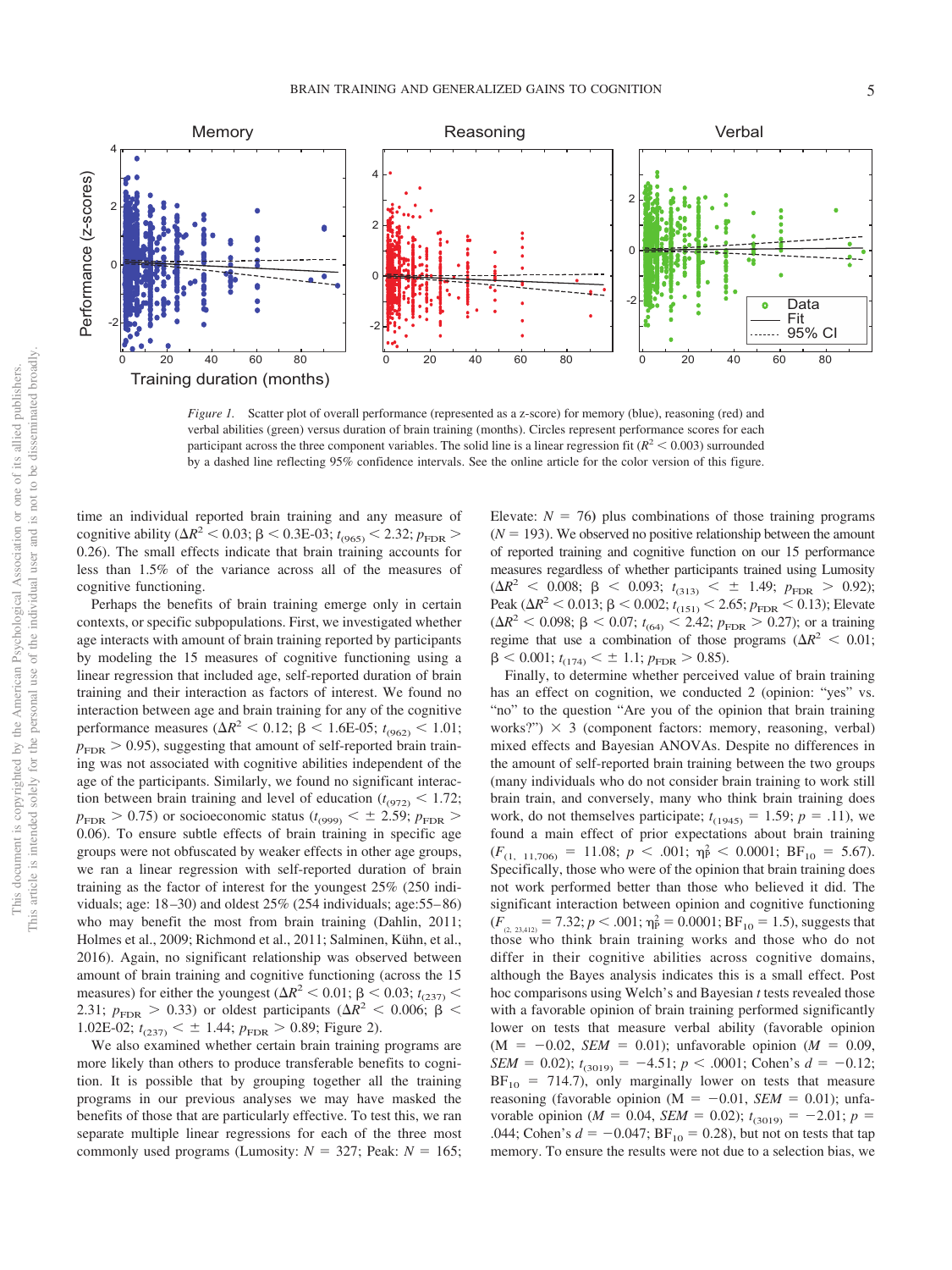Figure 1. Scatter plot of overall performance (represented as a z-score) for memory (blue), reasoning (red) and verbal abilities (green) versus duration of brain training (months). Circles represent performance scores for each participant across the three component variables. The solid line is a linear regression fit ($R^2 < 0.003$) surrounded by a dashed line reflecting 95% confidence intervals. See the online article for the color version of this figure.

time an individual reported brain training and any measure of cognitive ability ($\Delta R^2 < 0.03$; $\beta < 0.3\text{E-03}$; $t_{(965)} < 2.32$; $p_{FDR} > 0.26$). The small effects indicate that brain training accounts for less than 1.5% of the variance across all of the measures of cognitive functioning.

Perhaps the benefits of brain training emerge only in certain contexts, or specific subpopulations. First, we investigated whether age interacts with amount of brain training reported by participants by modeling the 15 measures of cognitive functioning using a linear regression that included age, self-reported duration of brain training and their interaction as factors of interest. We found no interaction between age and brain training for any of the cognitive performance measures ($\Delta R^2 < 0.12$; $\beta < 1.6\text{E-05}$; $t_{(962)} < 1.01$; $p_{FDR} > 0.95$), suggesting that amount of self-reported brain training was not associated with cognitive abilities independent of the age of the participants. Similarly, we found no significant interaction between brain training and level of education ($t_{(972)} < 1.72$; $p_{FDR} > 0.75$) or socioeconomic status ($t_{(999)} < \pm 2.59$; $p_{FDR} > 0.06$). To ensure subtle effects of brain training in specific age groups were not obfuscated by weaker effects in other age groups, we ran a linear regression with self-reported duration of brain training as the factor of interest for the youngest 25% (250 individuals; age: 18–30) and oldest 25% (254 individuals; age:55–86) who may benefit the most from brain training (Dahlin, 2011; Holmes et al., 2009; Richmond et al., 2011; Salminen, Kühn, et al., 2016). Again, no significant relationship was observed between amount of brain training and cognitive functioning (across the 15 measures) for either the youngest ($\Delta R^2 < 0.01$; $\beta < 0.03$; $t_{(237)} < 2.31$; $p_{FDR} > 0.33$) or oldest participants ($\Delta R^2 < 0.006$; $\beta < 1.02\text{E-02}$; $t_{(237)} < \pm 1.44$; $p_{FDR} > 0.89$; Figure 2).

We also examined whether certain brain training programs are more likely than others to produce transferable benefits to cognition. It is possible that by grouping together all the training programs in our previous analyses we may have masked the benefits of those that are particularly effective. To test this, we ran separate multiple linear regressions for each of the three most commonly used programs (Lumosity: $N = 327$; Peak: $N = 165$; Elevate: $N = 76$) plus combinations of those training programs ($N = 193$). We observed no positive relationship between the amount of reported training and cognitive function on our 15 performance measures regardless of whether participants trained using Lumosity ($\Delta R^2 < 0.008$; $\beta < 0.093$; $t_{(313)} < \pm 1.49$; $p_{FDR} > 0.92$); Peak ($\Delta R^2 < 0.013$; $\beta < 0.002$; $t_{(151)} < 2.65$; $p_{FDR} < 0.13$); Elevate ($\Delta R^2 < 0.098$; $\beta < 0.07$; $t_{(64)} < 2.42$; $p_{FDR} > 0.27$); or a training regime that use a combination of those programs ($\Delta R^2 < 0.01$; $\beta < 0.001$; $t_{(174)} < \pm 1.1$; $p_{FDR} > 0.85$).

Finally, to determine whether perceived value of brain training has an effect on cognition, we conducted 2 (opinion: "yes" vs. "no" to the question "Are you of the opinion that brain training works?") × 3 (component factors: memory, reasoning, verbal) mixed effects and Bayesian ANOVAs. Despite no differences in the amount of self-reported brain training between the two groups (many individuals who do not consider brain training to work still brain train, and conversely, many who think brain training does work, do not themselves participate; $t_{(1945)} = 1.59$; $p = .11$), we found a main effect of prior expectations about brain training ($F_{(1,\ 11,706)} = 11.08$; $p < .001$; $\eta^2_P < 0.0001$; $BF_{10} = 5.67$). Specifically, those who were of the opinion that brain training does not work performed better than those who believed it did. The significant interaction between opinion and cognitive functioning ($F_{(2,\ 23,412)} = 7.32$; $p < .001$; $\eta^2_P = 0.0001$; $BF_{10} = 1.5$), suggests that those who think brain training works and those who do not differ in their cognitive abilities across cognitive domains, although the Bayes analysis indicates this is a small effect. Post hoc comparisons using Welch's and Bayesian $t$ tests revealed those with a favorable opinion of brain training performed significantly lower on tests that measure verbal ability (favorable opinion ($M = -0.02$, $SEM = 0.01$); unfavorable opinion ($M = 0.09$, $SEM = 0.02$); $t_{(3019)} = -4.51$; $p < .0001$; Cohen's $d = -0.12$; $BF_{10} = 714.7$), only marginally lower on tests that measure reasoning (favorable opinion ($M = -0.01$, $SEM = 0.01$); unfavorable opinion ($M = 0.04$, $SEM = 0.02$); $t_{(3019)} = -2.01$; $p = .044$; Cohen's $d = -0.047$; $BF_{10} = 0.28$), but not on tests that tap memory. To ensure the results were not due to a selection bias, we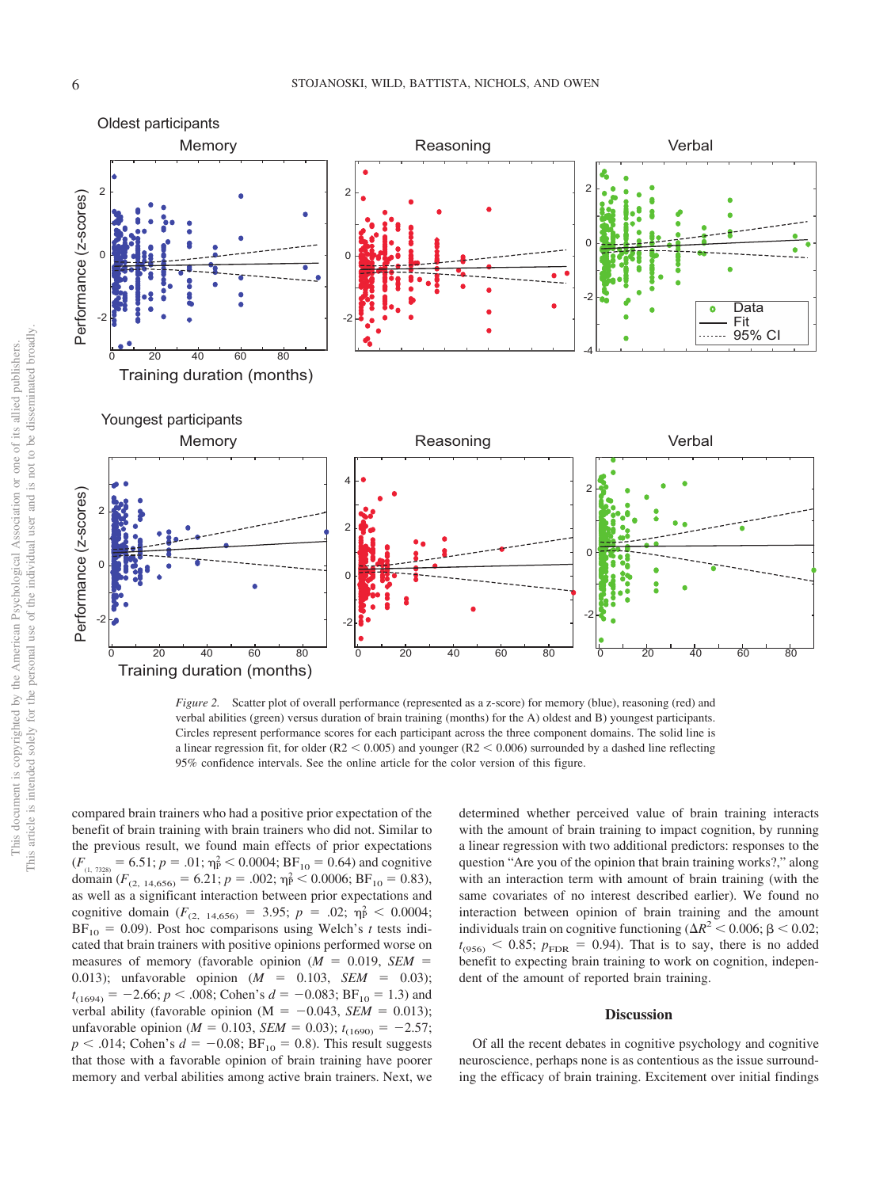*Figure 2.* Scatter plot of overall performance (represented as a z-score) for memory (blue), reasoning (red) and verbal abilities (green) versus duration of brain training (months) for the A) oldest and B) youngest participants. Circles represent performance scores for each participant across the three component domains. The solid line is a linear regression fit, for older ($R2 < 0.005$) and younger ($R2 < 0.006$) surrounded by a dashed line reflecting 95% confidence intervals. See the online article for the color version of this figure.

compared brain trainers who had a positive prior expectation of the benefit of brain training with brain trainers who did not. Similar to the previous result, we found main effects of prior expectations ($F_{(1,\ 7328)} = 6.51$; $p = .01$; $\eta_P^2 < 0.0004$; $BF_{10} = 0.64$) and cognitive domain ($F_{(2,\ 14,656)} = 6.21$; $p = .002$; $\eta_P^2 < 0.0006$; $BF_{10} = 0.83$), as well as a significant interaction between prior expectations and cognitive domain ($F_{(2,\ 14,656)} = 3.95$; $p = .02$; $\eta_P^2 < 0.0004$; $BF_{10} = 0.09$). Post hoc comparisons using Welch's *t* tests indicated that brain trainers with positive opinions performed worse on measures of memory (favorable opinion ($M = 0.019$, $SEM = 0.013$); unfavorable opinion ($M = 0.103$, $SEM = 0.03$); $t_{(1694)} = -2.66$; $p < .008$; Cohen's $d = -0.083$; $BF_{10} = 1.3$) and verbal ability (favorable opinion ($M = -0.043$, $SEM = 0.013$); unfavorable opinion ($M = 0.103$, $SEM = 0.03$); $t_{(1690)} = -2.57$; $p < .014$; Cohen's $d = -0.08$; $BF_{10} = 0.8$). This result suggests that those with a favorable opinion of brain training have poorer memory and verbal abilities among active brain trainers. Next, we determined whether perceived value of brain training interacts with the amount of brain training to impact cognition, by running a linear regression with two additional predictors: responses to the question "Are you of the opinion that brain training works?," along with an interaction term with amount of brain training (with the same covariates of no interest described earlier). We found no interaction between opinion of brain training and the amount individuals train on cognitive functioning ($\Delta R^2 < 0.006$; $\beta < 0.02$; $t_{(956)} < 0.85$; $p_{FDR} = 0.94$). That is to say, there is no added benefit to expecting brain training to work on cognition, independent of the amount of reported brain training.

## Discussion

Of all the recent debates in cognitive psychology and cognitive neuroscience, perhaps none is as contentious as the issue surrounding the efficacy of brain training. Excitement over initial findings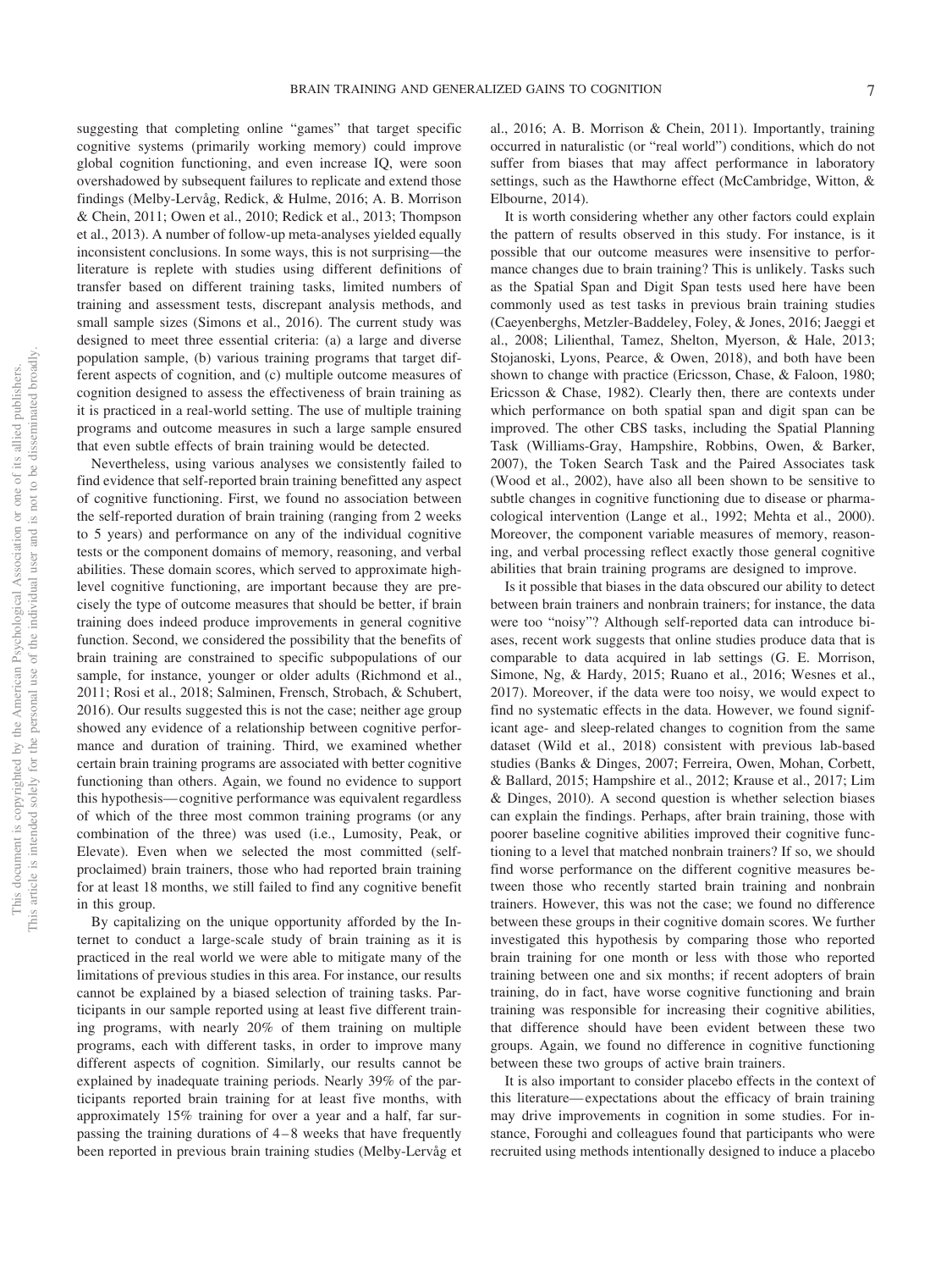suggesting that completing online "games" that target specific cognitive systems (primarily working memory) could improve global cognition functioning, and even increase IQ, were soon overshadowed by subsequent failures to replicate and extend those findings (Melby-Lervåg, Redick, & Hulme, 2016; A. B. Morrison & Chein, 2011; Owen et al., 2010; Redick et al., 2013; Thompson et al., 2013). A number of follow-up meta-analyses yielded equally inconsistent conclusions. In some ways, this is not surprising—the literature is replete with studies using different definitions of transfer based on different training tasks, limited numbers of training and assessment tests, discrepant analysis methods, and small sample sizes (Simons et al., 2016). The current study was designed to meet three essential criteria: (a) a large and diverse population sample, (b) various training programs that target different aspects of cognition, and (c) multiple outcome measures of cognition designed to assess the effectiveness of brain training as it is practiced in a real-world setting. The use of multiple training programs and outcome measures in such a large sample ensured that even subtle effects of brain training would be detected.

Nevertheless, using various analyses we consistently failed to find evidence that self-reported brain training benefitted any aspect of cognitive functioning. First, we found no association between the self-reported duration of brain training (ranging from 2 weeks to 5 years) and performance on any of the individual cognitive tests or the component domains of memory, reasoning, and verbal abilities. These domain scores, which served to approximate high-level cognitive functioning, are important because they are precisely the type of outcome measures that should be better, if brain training does indeed produce improvements in general cognitive function. Second, we considered the possibility that the benefits of brain training are constrained to specific subpopulations of our sample, for instance, younger or older adults (Richmond et al., 2011; Rosi et al., 2018; Salminen, Frensch, Strobach, & Schubert, 2016). Our results suggested this is not the case; neither age group showed any evidence of a relationship between cognitive performance and duration of training. Third, we examined whether certain brain training programs are associated with better cognitive functioning than others. Again, we found no evidence to support this hypothesis—cognitive performance was equivalent regardless of which of the three most common training programs (or any combination of the three) was used (i.e., Lumosity, Peak, or Elevate). Even when we selected the most committed (self-proclaimed) brain trainers, those who had reported brain training for at least 18 months, we still failed to find any cognitive benefit in this group.

By capitalizing on the unique opportunity afforded by the Internet to conduct a large-scale study of brain training as it is practiced in the real world we were able to mitigate many of the limitations of previous studies in this area. For instance, our results cannot be explained by a biased selection of training tasks. Participants in our sample reported using at least five different training programs, with nearly 20% of them training on multiple programs, each with different tasks, in order to improve many different aspects of cognition. Similarly, our results cannot be explained by inadequate training periods. Nearly 39% of the participants reported brain training for at least five months, with approximately 15% training for over a year and a half, far surpassing the training durations of 4–8 weeks that have frequently been reported in previous brain training studies (Melby-Lervåg et al., 2016; A. B. Morrison & Chein, 2011). Importantly, training occurred in naturalistic (or "real world") conditions, which do not suffer from biases that may affect performance in laboratory settings, such as the Hawthorne effect (McCambridge, Witton, & Elbourne, 2014).

It is worth considering whether any other factors could explain the pattern of results observed in this study. For instance, is it possible that our outcome measures were insensitive to performance changes due to brain training? This is unlikely. Tasks such as the Spatial Span and Digit Span tests used here have been commonly used as test tasks in previous brain training studies (Caeyenberghs, Metzler-Baddeley, Foley, & Jones, 2016; Jaeggi et al., 2008; Lilienthal, Tamez, Shelton, Myerson, & Hale, 2013; Stojanoski, Lyons, Pearce, & Owen, 2018), and both have been shown to change with practice (Ericsson, Chase, & Faloon, 1980; Ericsson & Chase, 1982). Clearly then, there are contexts under which performance on both spatial span and digit span can be improved. The other CBS tasks, including the Spatial Planning Task (Williams-Gray, Hampshire, Robbins, Owen, & Barker, 2007), the Token Search Task and the Paired Associates task (Wood et al., 2002), have also all been shown to be sensitive to subtle changes in cognitive functioning due to disease or pharmacological intervention (Lange et al., 1992; Mehta et al., 2000). Moreover, the component variable measures of memory, reasoning, and verbal processing reflect exactly those general cognitive abilities that brain training programs are designed to improve.

Is it possible that biases in the data obscured our ability to detect between brain trainers and nonbrain trainers; for instance, the data were too "noisy"? Although self-reported data can introduce biases, recent work suggests that online studies produce data that is comparable to data acquired in lab settings (G. E. Morrison, Simone, Ng, & Hardy, 2015; Ruano et al., 2016; Wesnes et al., 2017). Moreover, if the data were too noisy, we would expect to find no systematic effects in the data. However, we found significant age- and sleep-related changes to cognition from the same dataset (Wild et al., 2018) consistent with previous lab-based studies (Banks & Dinges, 2007; Ferreira, Owen, Mohan, Corbett, & Ballard, 2015; Hampshire et al., 2012; Krause et al., 2017; Lim & Dinges, 2010). A second question is whether selection biases can explain the findings. Perhaps, after brain training, those with poorer baseline cognitive abilities improved their cognitive functioning to a level that matched nonbrain trainers? If so, we should find worse performance on the different cognitive measures between those who recently started brain training and nonbrain trainers. However, this was not the case; we found no difference between these groups in their cognitive domain scores. We further investigated this hypothesis by comparing those who reported brain training for one month or less with those who reported training between one and six months; if recent adopters of brain training, do in fact, have worse cognitive functioning and brain training was responsible for increasing their cognitive abilities, that difference should have been evident between these two groups. Again, we found no difference in cognitive functioning between these two groups of active brain trainers.

It is also important to consider placebo effects in the context of this literature—expectations about the efficacy of brain training may drive improvements in cognition in some studies. For instance, Foroughi and colleagues found that participants who were recruited using methods intentionally designed to induce a placebo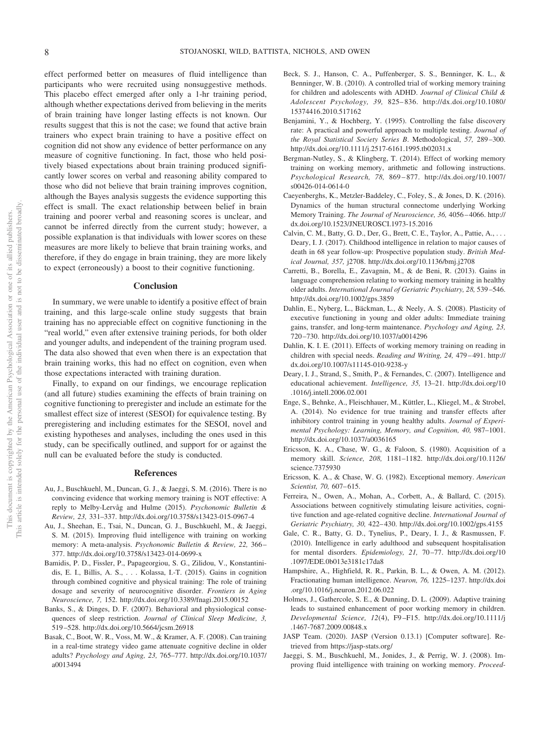effect performed better on measures of fluid intelligence than participants who were recruited using nonsuggestive methods. This placebo effect emerged after only a 1-hr training period, although whether expectations derived from believing in the merits of brain training have longer lasting effects is not known. Our results suggest that this is not the case; we found that active brain trainers who expect brain training to have a positive effect on cognition did not show any evidence of better performance on any measure of cognitive functioning. In fact, those who held positively biased expectations about brain training produced significantly lower scores on verbal and reasoning ability compared to those who did not believe that brain training improves cognition, although the Bayes analysis suggests the evidence supporting this effect is small. The exact relationship between belief in brain training and poorer verbal and reasoning scores is unclear, and cannot be inferred directly from the current study; however, a possible explanation is that individuals with lower scores on these measures are more likely to believe that brain training works, and therefore, if they do engage in brain training, they are more likely to expect (erroneously) a boost to their cognitive functioning.

## Conclusion

In summary, we were unable to identify a positive effect of brain training, and this large-scale online study suggests that brain training has no appreciable effect on cognitive functioning in the "real world," even after extensive training periods, for both older and younger adults, and independent of the training program used. The data also showed that even when there is an expectation that brain training works, this had no effect on cognition, even when those expectations interacted with training duration.

Finally, to expand on our findings, we encourage replication (and all future) studies examining the effects of brain training on cognitive functioning to preregister and include an estimate for the smallest effect size of interest (SESOI) for equivalence testing. By preregistering and including estimates for the SESOI, novel and existing hypotheses and analyses, including the ones used in this study, can be specifically outlined, and support for or against the null can be evaluated before the study is conducted.

## References

Au, J., Buschkuehl, M., Duncan, G. J., & Jaeggi, S. M. (2016). There is no convincing evidence that working memory training is NOT effective: A reply to Melby-Lervåg and Hulme (2015). *Psychonomic Bulletin & Review, 23,* 331–337. http://dx.doi.org/10.3758/s13423-015-0967-4

Au, J., Sheehan, E., Tsai, N., Duncan, G. J., Buschkuehl, M., & Jaeggi, S. M. (2015). Improving fluid intelligence with training on working memory: A meta-analysis. *Psychonomic Bulletin & Review, 22,* 366–377. http://dx.doi.org/10.3758/s13423-014-0699-x

Bamidis, P. D., Fissler, P., Papageorgiou, S. G., Zilidou, V., Konstantinidis, E. I., Billis, A. S., . . . Kolassa, I.-T. (2015). Gains in cognition through combined cognitive and physical training: The role of training dosage and severity of neurocognitive disorder. *Frontiers in Aging Neuroscience, 7,* 152. http://dx.doi.org/10.3389/fnagi.2015.00152

Banks, S., & Dinges, D. F. (2007). Behavioral and physiological consequences of sleep restriction. *Journal of Clinical Sleep Medicine, 3,* 519–528. http://dx.doi.org/10.5664/jcsm.26918

Basak, C., Boot, W. R., Voss, M. W., & Kramer, A. F. (2008). Can training in a real-time strategy video game attenuate cognitive decline in older adults? *Psychology and Aging, 23,* 765–777. http://dx.doi.org/10.1037/a0013494

Beck, S. J., Hanson, C. A., Puffenberger, S. S., Benninger, K. L., & Benninger, W. B. (2010). A controlled trial of working memory training for children and adolescents with ADHD. *Journal of Clinical Child & Adolescent Psychology, 39,* 825–836. http://dx.doi.org/10.1080/15374416.2010.517162

Benjamini, Y., & Hochberg, Y. (1995). Controlling the false discovery rate: A practical and powerful approach to multiple testing. *Journal of the Royal Statistical Society Series B*. Methodological, *57,* 289–300. http://dx.doi.org/10.1111/j.2517-6161.1995.tb02031.x

Bergman-Nutley, S., & Klingberg, T. (2014). Effect of working memory training on working memory, arithmetic and following instructions. *Psychological Research, 78,* 869–877. http://dx.doi.org/10.1007/s00426-014-0614-0

Caeyenberghs, K., Metzler-Baddeley, C., Foley, S., & Jones, D. K. (2016). Dynamics of the human structural connectome underlying Working Memory Training. *The Journal of Neuroscience, 36,* 4056–4066. http://dx.doi.org/10.1523/JNEUROSCI.1973-15.2016

Calvin, C. M., Batty, G. D., Der, G., Brett, C. E., Taylor, A., Pattie, A., . . . Deary, I. J. (2017). Childhood intelligence in relation to major causes of death in 68 year follow-up: Prospective population study. *British Medical Journal, 357,* j2708. http://dx.doi.org/10.1136/bmj.j2708

Carretti, B., Borella, E., Zavagnin, M., & de Beni, R. (2013). Gains in language comprehension relating to working memory training in healthy older adults. *International Journal of Geriatric Psychiatry, 28,* 539–546. http://dx.doi.org/10.1002/gps.3859

Dahlin, E., Nyberg, L., Bäckman, L., & Neely, A. S. (2008). Plasticity of executive functioning in young and older adults: Immediate training gains, transfer, and long-term maintenance. *Psychology and Aging, 23,* 720–730. http://dx.doi.org/10.1037/a0014296

Dahlin, K. I. E. (2011). Effects of working memory training on reading in children with special needs. *Reading and Writing, 24,* 479–491. http://dx.doi.org/10.1007/s11145-010-9238-y

Deary, I. J., Strand, S., Smith, P., & Fernandes, C. (2007). Intelligence and educational achievement. *Intelligence, 35,* 13–21. http://dx.doi.org/10.1016/j.intell.2006.02.001

Enge, S., Behnke, A., Fleischhauer, M., Küttler, L., Kliegel, M., & Strobel, A. (2014). No evidence for true training and transfer effects after inhibitory control training in young healthy adults. *Journal of Experimental Psychology: Learning, Memory, and Cognition, 40,* 987–1001. http://dx.doi.org/10.1037/a0036165

Ericsson, K. A., Chase, W. G., & Faloon, S. (1980). Acquisition of a memory skill. *Science, 208,* 1181–1182. http://dx.doi.org/10.1126/science.7375930

Ericsson, K. A., & Chase, W. G. (1982). Exceptional memory. *American Scientist, 70,* 607–615.

Ferreira, N., Owen, A., Mohan, A., Corbett, A., & Ballard, C. (2015). Associations between cognitively stimulating leisure activities, cognitive function and age-related cognitive decline. *International Journal of Geriatric Psychiatry, 30,* 422–430. http://dx.doi.org/10.1002/gps.4155

Gale, C. R., Batty, G. D., Tynelius, P., Deary, I. J., & Rasmussen, F. (2010). Intelligence in early adulthood and subsequent hospitalisation for mental disorders. *Epidemiology, 21,* 70–77. http://dx.doi.org/10.1097/EDE.0b013e3181c17da8

Hampshire, A., Highfield, R. R., Parkin, B. L., & Owen, A. M. (2012). Fractionating human intelligence. *Neuron, 76,* 1225–1237. http://dx.doi.org/10.1016/j.neuron.2012.06.022

Holmes, J., Gathercole, S. E., & Dunning, D. L. (2009). Adaptive training leads to sustained enhancement of poor working memory in children. *Developmental Science, 12*(4), F9–F15. http://dx.doi.org/10.1111/j.1467-7687.2009.00848.x

JASP Team. (2020). JASP (Version 0.13.1) [Computer software]. Retrieved from https://jasp-stats.org/

Jaeggi, S. M., Buschkuehl, M., Jonides, J., & Perrig, W. J. (2008). Improving fluid intelligence with training on working memory. *Proceed-*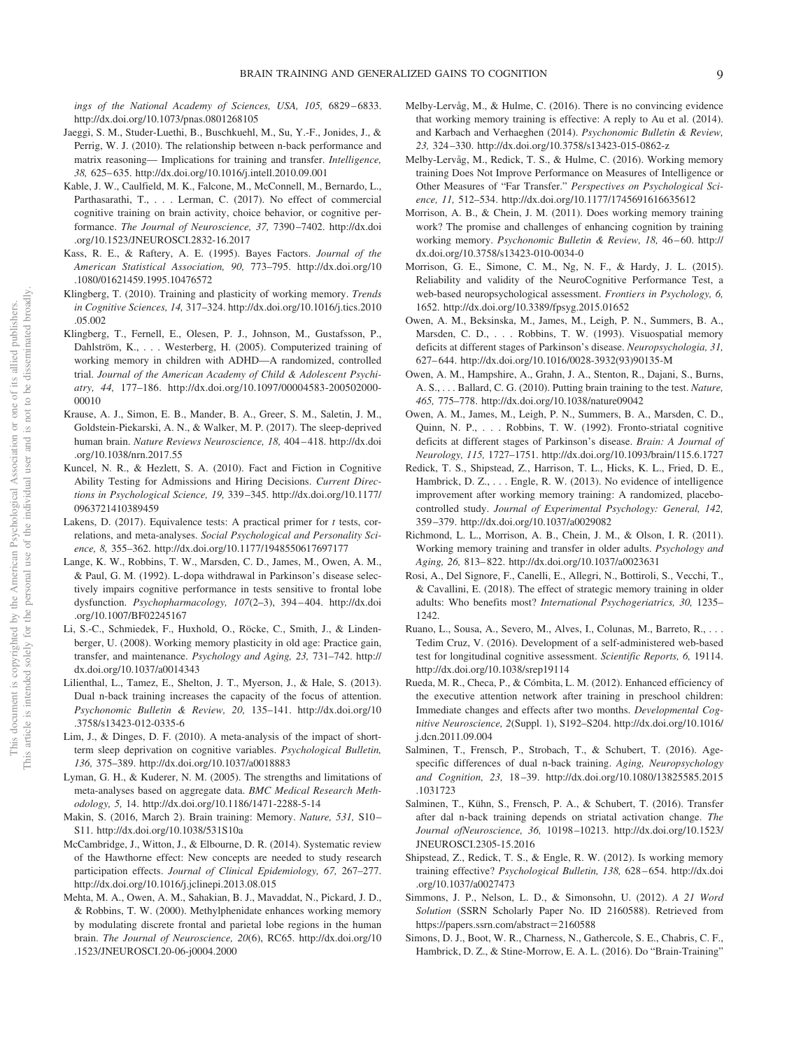ings of the National Academy of Sciences, USA, 105,* 6829–6833. http://dx.doi.org/10.1073/pnas.0801268105

Jaeggi, S. M., Studer-Luethi, B., Buschkuehl, M., Su, Y.-F., Jonides, J., & Perrig, W. J. (2010). The relationship between n-back performance and matrix reasoning— Implications for training and transfer. *Intelligence, 38,* 625–635. http://dx.doi.org/10.1016/j.intell.2010.09.001

Kable, J. W., Caulfield, M. K., Falcone, M., McConnell, M., Bernardo, L., Parthasarathi, T., . . . Lerman, C. (2017). No effect of commercial cognitive training on brain activity, choice behavior, or cognitive performance. *The Journal of Neuroscience, 37,* 7390–7402. http://dx.doi.org/10.1523/JNEUROSCI.2832-16.2017

Kass, R. E., & Raftery, A. E. (1995). Bayes Factors. *Journal of the American Statistical Association, 90,* 773–795. http://dx.doi.org/10.1080/01621459.1995.10476572

Klingberg, T. (2010). Training and plasticity of working memory. *Trends in Cognitive Sciences, 14,* 317–324. http://dx.doi.org/10.1016/j.tics.2010.05.002

Klingberg, T., Fernell, E., Olesen, P. J., Johnson, M., Gustafsson, P., Dahlström, K., . . . Westerberg, H. (2005). Computerized training of working memory in children with ADHD—A randomized, controlled trial. *Journal of the American Academy of Child & Adolescent Psychiatry, 44,* 177–186. http://dx.doi.org/10.1097/00004583-200502000-00010

Krause, A. J., Simon, E. B., Mander, B. A., Greer, S. M., Saletin, J. M., Goldstein-Piekarski, A. N., & Walker, M. P. (2017). The sleep-deprived human brain. *Nature Reviews Neuroscience, 18,* 404–418. http://dx.doi.org/10.1038/nrn.2017.55

Kuncel, N. R., & Hezlett, S. A. (2010). Fact and Fiction in Cognitive Ability Testing for Admissions and Hiring Decisions. *Current Directions in Psychological Science, 19,* 339–345. http://dx.doi.org/10.1177/0963721410389459

Lakens, D. (2017). Equivalence tests: A practical primer for *t* tests, correlations, and meta-analyses. *Social Psychological and Personality Science, 8,* 355–362. http://dx.doi.org/10.1177/1948550617697177

Lange, K. W., Robbins, T. W., Marsden, C. D., James, M., Owen, A. M., & Paul, G. M. (1992). L-dopa withdrawal in Parkinson's disease selectively impairs cognitive performance in tests sensitive to frontal lobe dysfunction. *Psychopharmacology, 107*(2–3), 394–404. http://dx.doi.org/10.1007/BF02245167

Li, S.-C., Schmiedek, F., Huxhold, O., Röcke, C., Smith, J., & Lindenberger, U. (2008). Working memory plasticity in old age: Practice gain, transfer, and maintenance. *Psychology and Aging, 23,* 731–742. http://dx.doi.org/10.1037/a0014343

Lilienthal, L., Tamez, E., Shelton, J. T., Myerson, J., & Hale, S. (2013). Dual n-back training increases the capacity of the focus of attention. *Psychonomic Bulletin & Review, 20,* 135–141. http://dx.doi.org/10.3758/s13423-012-0335-6

Lim, J., & Dinges, D. F. (2010). A meta-analysis of the impact of short-term sleep deprivation on cognitive variables. *Psychological Bulletin, 136,* 375–389. http://dx.doi.org/10.1037/a0018883

Lyman, G. H., & Kuderer, N. M. (2005). The strengths and limitations of meta-analyses based on aggregate data. *BMC Medical Research Methodology, 5,* 14. http://dx.doi.org/10.1186/1471-2288-5-14

Makin, S. (2016, March 2). Brain training: Memory. *Nature, 531,* S10–S11. http://dx.doi.org/10.1038/531S10a

McCambridge, J., Witton, J., & Elbourne, D. R. (2014). Systematic review of the Hawthorne effect: New concepts are needed to study research participation effects. *Journal of Clinical Epidemiology, 67,* 267–277. http://dx.doi.org/10.1016/j.jclinepi.2013.08.015

Mehta, M. A., Owen, A. M., Sahakian, B. J., Mavaddat, N., Pickard, J. D., & Robbins, T. W. (2000). Methylphenidate enhances working memory by modulating discrete frontal and parietal lobe regions in the human brain. *The Journal of Neuroscience, 20*(6), RC65. http://dx.doi.org/10.1523/JNEUROSCI.20-06-j0004.2000

Melby-Lervåg, M., & Hulme, C. (2016). There is no convincing evidence that working memory training is effective: A reply to Au et al. (2014). and Karbach and Verhaeghen (2014). *Psychonomic Bulletin & Review, 23,* 324–330. http://dx.doi.org/10.3758/s13423-015-0862-z

Melby-Lervåg, M., Redick, T. S., & Hulme, C. (2016). Working memory training Does Not Improve Performance on Measures of Intelligence or Other Measures of "Far Transfer." *Perspectives on Psychological Science, 11,* 512–534. http://dx.doi.org/10.1177/1745691616635612

Morrison, A. B., & Chein, J. M. (2011). Does working memory training work? The promise and challenges of enhancing cognition by training working memory. *Psychonomic Bulletin & Review, 18,* 46–60. http://dx.doi.org/10.3758/s13423-010-0034-0

Morrison, G. E., Simone, C. M., Ng, N. F., & Hardy, J. L. (2015). Reliability and validity of the NeuroCognitive Performance Test, a web-based neuropsychological assessment. *Frontiers in Psychology, 6,* 1652. http://dx.doi.org/10.3389/fpsyg.2015.01652

Owen, A. M., Beksinska, M., James, M., Leigh, P. N., Summers, B. A., Marsden, C. D., . . . Robbins, T. W. (1993). Visuospatial memory deficits at different stages of Parkinson's disease. *Neuropsychologia, 31,* 627–644. http://dx.doi.org/10.1016/0028-3932(93)90135-M

Owen, A. M., Hampshire, A., Grahn, J. A., Stenton, R., Dajani, S., Burns, A. S., . . . Ballard, C. G. (2010). Putting brain training to the test. *Nature, 465,* 775–778. http://dx.doi.org/10.1038/nature09042

Owen, A. M., James, M., Leigh, P. N., Summers, B. A., Marsden, C. D., Quinn, N. P., . . . Robbins, T. W. (1992). Fronto-striatal cognitive deficits at different stages of Parkinson's disease. *Brain: A Journal of Neurology, 115,* 1727–1751. http://dx.doi.org/10.1093/brain/115.6.1727

Redick, T. S., Shipstead, Z., Harrison, T. L., Hicks, K. L., Fried, D. E., Hambrick, D. Z., . . . Engle, R. W. (2013). No evidence of intelligence improvement after working memory training: A randomized, placebo-controlled study. *Journal of Experimental Psychology: General, 142,* 359–379. http://dx.doi.org/10.1037/a0029082

Richmond, L. L., Morrison, A. B., Chein, J. M., & Olson, I. R. (2011). Working memory training and transfer in older adults. *Psychology and Aging, 26,* 813–822. http://dx.doi.org/10.1037/a0023631

Rosi, A., Del Signore, F., Canelli, E., Allegri, N., Bottiroli, S., Vecchi, T., & Cavallini, E. (2018). The effect of strategic memory training in older adults: Who benefits most? *International Psychogeriatrics, 30,* 1235–1242.

Ruano, L., Sousa, A., Severo, M., Alves, I., Colunas, M., Barreto, R., . . . Tedim Cruz, V. (2016). Development of a self-administered web-based test for longitudinal cognitive assessment. *Scientific Reports, 6,* 19114. http://dx.doi.org/10.1038/srep19114

Rueda, M. R., Checa, P., & Cómbita, L. M. (2012). Enhanced efficiency of the executive attention network after training in preschool children: Immediate changes and effects after two months. *Developmental Cognitive Neuroscience, 2*(Suppl. 1), S192–S204. http://dx.doi.org/10.1016/j.dcn.2011.09.004

Salminen, T., Frensch, P., Strobach, T., & Schubert, T. (2016). Age-specific differences of dual n-back training. *Aging, Neuropsychology and Cognition, 23,* 18–39. http://dx.doi.org/10.1080/13825585.2015.1031723

Salminen, T., Kühn, S., Frensch, P. A., & Schubert, T. (2016). Transfer after dal n-back training depends on striatal activation change. *The Journal ofNeuroscience, 36,* 10198–10213. http://dx.doi.org/10.1523/JNEUROSCI.2305-15.2016

Shipstead, Z., Redick, T. S., & Engle, R. W. (2012). Is working memory training effective? *Psychological Bulletin, 138,* 628–654. http://dx.doi.org/10.1037/a0027473

Simmons, J. P., Nelson, L. D., & Simonsohn, U. (2012). *A 21 Word Solution* (SSRN Scholarly Paper No. ID 2160588). Retrieved from https://papers.ssrn.com/abstract=2160588

Simons, D. J., Boot, W. R., Charness, N., Gathercole, S. E., Chabris, C. F., Hambrick, D. Z., & Stine-Morrow, E. A. L. (2016). Do "Brain-Training"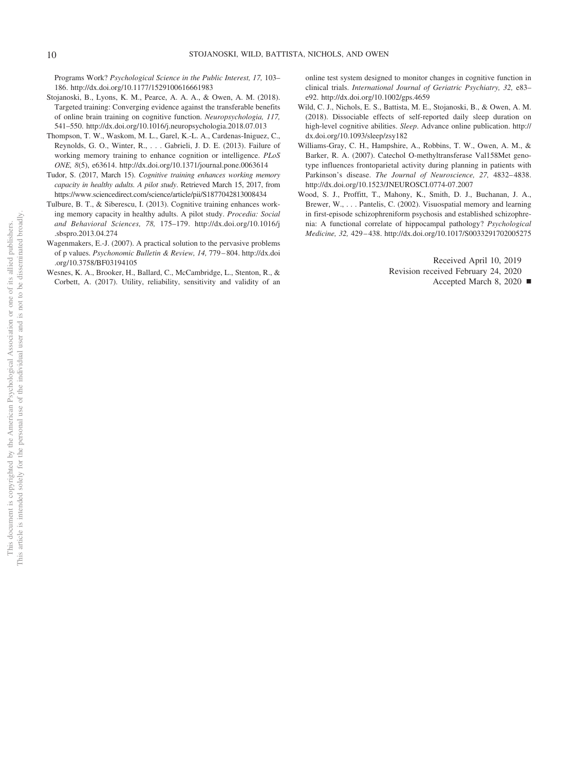Programs Work? *Psychological Science in the Public Interest, 17,* 103–186. http://dx.doi.org/10.1177/1529100616661983

Stojanoski, B., Lyons, K. M., Pearce, A. A. A., & Owen, A. M. (2018). Targeted training: Converging evidence against the transferable benefits of online brain training on cognitive function. *Neuropsychologia, 117,* 541–550. http://dx.doi.org/10.1016/j.neuropsychologia.2018.07.013

Thompson, T. W., Waskom, M. L., Garel, K.-L. A., Cardenas-Iniguez, C., Reynolds, G. O., Winter, R., . . . Gabrieli, J. D. E. (2013). Failure of working memory training to enhance cognition or intelligence. *PLoS ONE, 8*(5), e63614. http://dx.doi.org/10.1371/journal.pone.0063614

Tudor, S. (2017, March 15). *Cognitive training enhances working memory capacity in healthy adults. A pilot study*. Retrieved March 15, 2017, from https://www.sciencedirect.com/science/article/pii/S1877042813008434

Tulbure, B. T., & Siberescu, I. (2013). Cognitive training enhances working memory capacity in healthy adults. A pilot study. *Procedia: Social and Behavioral Sciences, 78,* 175–179. http://dx.doi.org/10.1016/j.sbspro.2013.04.274

Wagenmakers, E.-J. (2007). A practical solution to the pervasive problems of p values. *Psychonomic Bulletin & Review, 14,* 779–804. http://dx.doi.org/10.3758/BF03194105

Wesnes, K. A., Brooker, H., Ballard, C., McCambridge, L., Stenton, R., & Corbett, A. (2017). Utility, reliability, sensitivity and validity of an online test system designed to monitor changes in cognitive function in clinical trials. *International Journal of Geriatric Psychiatry, 32,* e83–e92. http://dx.doi.org/10.1002/gps.4659

Wild, C. J., Nichols, E. S., Battista, M. E., Stojanoski, B., & Owen, A. M. (2018). Dissociable effects of self-reported daily sleep duration on high-level cognitive abilities. *Sleep*. Advance online publication. http://dx.doi.org/10.1093/sleep/zsy182

Williams-Gray, C. H., Hampshire, A., Robbins, T. W., Owen, A. M., & Barker, R. A. (2007). Catechol O-methyltransferase Val158Met genotype influences frontoparietal activity during planning in patients with Parkinson's disease. *The Journal of Neuroscience, 27,* 4832–4838. http://dx.doi.org/10.1523/JNEUROSCI.0774-07.2007

Wood, S. J., Proffitt, T., Mahony, K., Smith, D. J., Buchanan, J. A., Brewer, W., . . . Pantelis, C. (2002). Visuospatial memory and learning in first-episode schizophreniform psychosis and established schizophrenia: A functional correlate of hippocampal pathology? *Psychological Medicine, 32,* 429–438. http://dx.doi.org/10.1017/S0033291702005275

Received April 10, 2019
Revision received February 24, 2020
Accepted March 8, 2020 ■